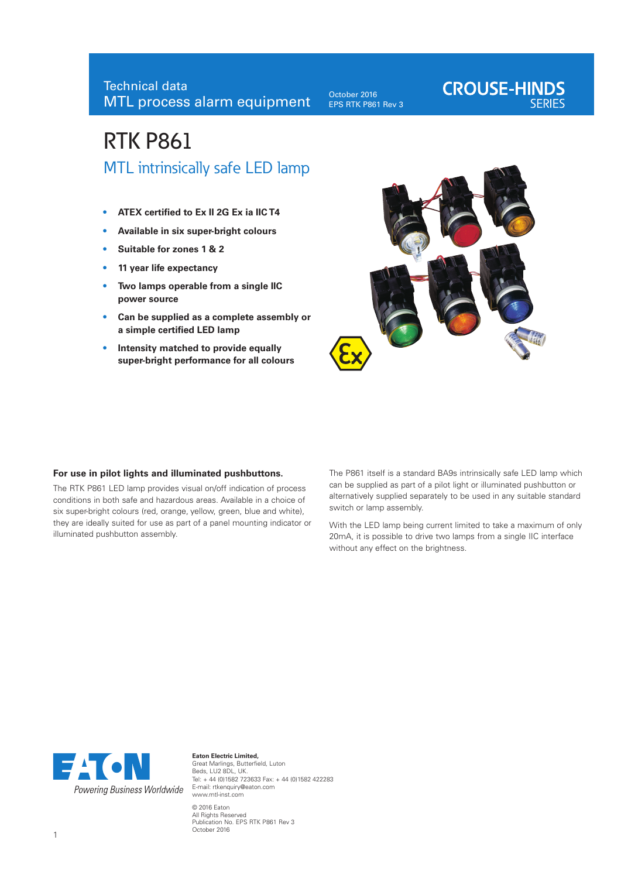Technical data
MTL process alarm equipment

October 2016
EPS RTK P861 Rev 3

CROUSE-HINDS SERIES

# RTK P861

## MTL intrinsically safe LED lamp

- **ATEX certified to Ex II 2G Ex ia IIC T4**
- **Available in six super-bright colours**
- **Suitable for zones 1 & 2**
- **11 year life expectancy**
- **Two lamps operable from a single IIC power source**
- **Can be supplied as a complete assembly or a simple certified LED lamp**
- **Intensity matched to provide equally super-bright performance for all colours**

**For use in pilot lights and illuminated pushbuttons.**

The RTK P861 LED lamp provides visual on/off indication of process conditions in both safe and hazardous areas. Available in a choice of six super-bright colours (red, orange, yellow, green, blue and white), they are ideally suited for use as part of a panel mounting indicator or illuminated pushbutton assembly.

The P861 itself is a standard BA9s intrinsically safe LED lamp which can be supplied as part of a pilot light or illuminated pushbutton or alternatively supplied separately to be used in any suitable standard switch or lamp assembly.

With the LED lamp being current limited to take a maximum of only 20mA, it is possible to drive two lamps from a single IIC interface without any effect on the brightness.

EATON
Powering Business Worldwide

**Eaton Electric Limited,**
Great Marlings, Butterfield, Luton
Beds, LU2 8DL, UK.
Tel: + 44 (0)1582 723633 Fax: + 44 (0)1582 422283
E-mail: rtkenquiry@eaton.com
www.mtl-inst.com

© 2016 Eaton
All Rights Reserved
Publication No. EPS RTK P861 Rev 3
October 2016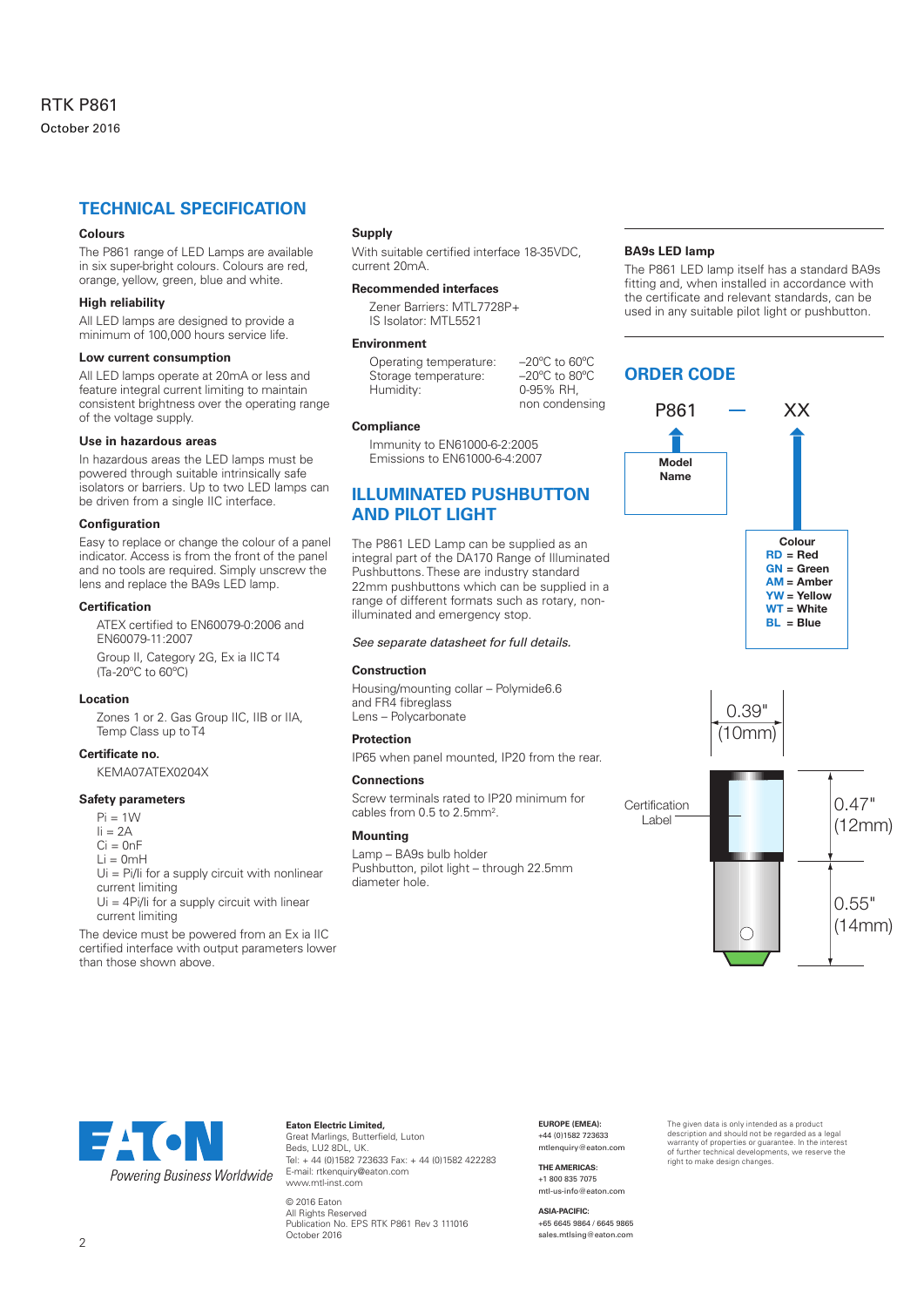RTK P861

October 2016

## TECHNICAL SPECIFICATION

### Colours

The P861 range of LED Lamps are available in six super-bright colours. Colours are red, orange, yellow, green, blue and white.

### High reliability

All LED lamps are designed to provide a minimum of 100,000 hours service life.

### Low current consumption

All LED lamps operate at 20mA or less and feature integral current limiting to maintain consistent brightness over the operating range of the voltage supply.

### Use in hazardous areas

In hazardous areas the LED lamps must be powered through suitable intrinsically safe isolators or barriers. Up to two LED lamps can be driven from a single IIC interface.

### Configuration

Easy to replace or change the colour of a panel indicator. Access is from the front of the panel and no tools are required. Simply unscrew the lens and replace the BA9s LED lamp.

### Certification

ATEX certified to EN60079-0:2006 and EN60079-11:2007

Group II, Category 2G, Ex ia IIC T4 (Ta-20°C to 60°C)

### Location

Zones 1 or 2. Gas Group IIC, IIB or IIA, Temp Class up to T4

### Certificate no.

KEMA07ATEX0204X

### Safety parameters

Pi = 1W
Ii = 2A
Ci = 0nF
Li = 0mH
Ui = Pi/Ii for a supply circuit with nonlinear current limiting
Ui = 4Pi/Ii for a supply circuit with linear current limiting

The device must be powered from an Ex ia IIC certified interface with output parameters lower than those shown above.

### Supply

With suitable certified interface 18-35VDC, current 20mA.

### Recommended interfaces

Zener Barriers: MTL7728P+
IS Isolator: MTL5521

### Environment

| | |
|---|---|
| Operating temperature: | –20°C to 60°C |
| Storage temperature: | –20°C to 80°C |
| Humidity: | 0-95% RH, non condensing |

### Compliance

Immunity to EN61000-6-2:2005
Emissions to EN61000-6-4:2007

## ILLUMINATED PUSHBUTTON AND PILOT LIGHT

The P861 LED Lamp can be supplied as an integral part of the DA170 Range of Illuminated Pushbuttons. These are industry standard 22mm pushbuttons which can be supplied in a range of different formats such as rotary, non-illuminated and emergency stop.

*See separate datasheet for full details.*

### Construction

Housing/mounting collar – Polymide6.6 and FR4 fibreglass
Lens – Polycarbonate

### Protection

IP65 when panel mounted, IP20 from the rear.

### Connections

Screw terminals rated to IP20 minimum for cables from 0.5 to 2.5mm².

### Mounting

Lamp – BA9s bulb holder
Pushbutton, pilot light – through 22.5mm diameter hole.

### BA9s LED lamp

The P861 LED lamp itself has a standard BA9s fitting and, when installed in accordance with the certificate and relevant standards, can be used in any suitable pilot light or pushbutton.

## ORDER CODE

P861 — XX

Model Name

Colour
RD = Red
GN = Green
AM = Amber
YW = Yellow
WT = White
BL = Blue

0.39" (10mm)

Certification Label

0.47" (12mm)

0.55" (14mm)

**Eaton Electric Limited,**
Great Marlings, Butterfield, Luton
Beds, LU2 8DL, UK.
Tel: + 44 (0)1582 723633 Fax: + 44 (0)1582 422283
E-mail: rtkenquiry@eaton.com
www.mtl-inst.com

© 2016 Eaton
All Rights Reserved
Publication No. EPS RTK P861 Rev 3 111016
October 2016

**EUROPE (EMEA):**
+44 (0)1582 723633
mtlenquiry@eaton.com

**THE AMERICAS:**
+1 800 835 7075
mtl-us-info@eaton.com

**ASIA-PACIFIC:**
+65 6645 9864 / 6645 9865
sales.mtlsing@eaton.com

The given data is only intended as a product description and should not be regarded as a legal warranty of properties or guarantee. In the interest of further technical developments, we reserve the right to make design changes.